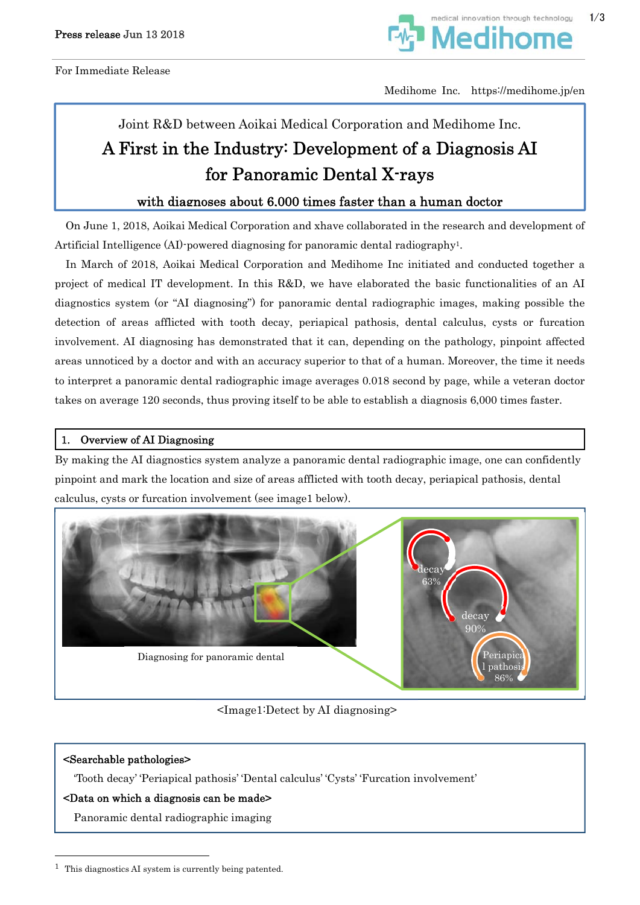Press release Jun 13 2018

For Immediate Release

Medihome Inc. https://medihome.jp/en

Joint R&D between Aoikai Medical Corporation and Medihome Inc.

# A First in the Industry: Development of a Diagnosis AI for Panoramic Dental X-rays

**with diagnoses about 6.000 times faster than a human doctor**

On June 1, 2018, Aoikai Medical Corporation and xhave collaborated in the research and development of Artificial Intelligence (AI)-powered diagnosing for panoramic dental radiography[1].

In March of 2018, Aoikai Medical Corporation and Medihome Inc initiated and conducted together a project of medical IT development. In this R&D, we have elaborated the basic functionalities of an AI diagnostics system (or "AI diagnosing") for panoramic dental radiographic images, making possible the detection of areas afflicted with tooth decay, periapical pathosis, dental calculus, cysts or furcation involvement. AI diagnosing has demonstrated that it can, depending on the pathology, pinpoint affected areas unnoticed by a doctor and with an accuracy superior to that of a human. Moreover, the time it needs to interpret a panoramic dental radiographic image averages 0.018 second by page, while a veteran doctor takes on average 120 seconds, thus proving itself to be able to establish a diagnosis 6,000 times faster.

## 1. Overview of AI Diagnosing

By making the AI diagnostics system analyze a panoramic dental radiographic image, one can confidently pinpoint and mark the location and size of areas afflicted with tooth decay, periapical pathosis, dental calculus, cysts or furcation involvement (see image1 below).

Diagnosing for panoramic dental

<Image1:Detect by AI diagnosing>

**<Searchable pathologies>**

'Tooth decay' 'Periapical pathosis' 'Dental calculus' 'Cysts' 'Furcation involvement'

**<Data on which a diagnosis can be made>**

Panoramic dental radiographic imaging

---

[1] This diagnostics AI system is currently being patented.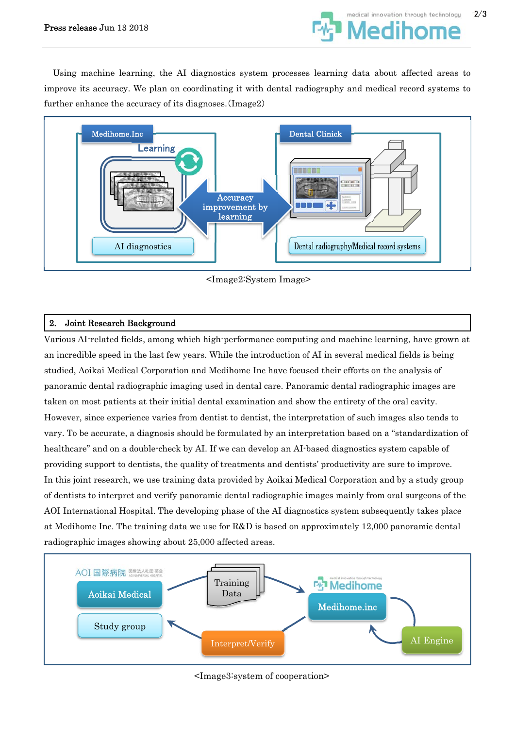Using machine learning, the AI diagnostics system processes learning data about affected areas to improve its accuracy. We plan on coordinating it with dental radiography and medical record systems to further enhance the accuracy of its diagnoses.(Image2)

<Image2:System Image>

## 2. Joint Research Background

Various AI-related fields, among which high-performance computing and machine learning, have grown at an incredible speed in the last few years. While the introduction of AI in several medical fields is being studied, Aoikai Medical Corporation and Medihome Inc have focused their efforts on the analysis of panoramic dental radiographic imaging used in dental care. Panoramic dental radiographic images are taken on most patients at their initial dental examination and show the entirety of the oral cavity. However, since experience varies from dentist to dentist, the interpretation of such images also tends to vary. To be accurate, a diagnosis should be formulated by an interpretation based on a “standardization of healthcare” and on a double-check by AI. If we can develop an AI-based diagnostics system capable of providing support to dentists, the quality of treatments and dentists’ productivity are sure to improve.
In this joint research, we use training data provided by Aoikai Medical Corporation and by a study group of dentists to interpret and verify panoramic dental radiographic images mainly from oral surgeons of the AOI International Hospital. The developing phase of the AI diagnostics system subsequently takes place at Medihome Inc. The training data we use for R&D is based on approximately 12,000 panoramic dental radiographic images showing about 25,000 affected areas.

<Image3:system of cooperation>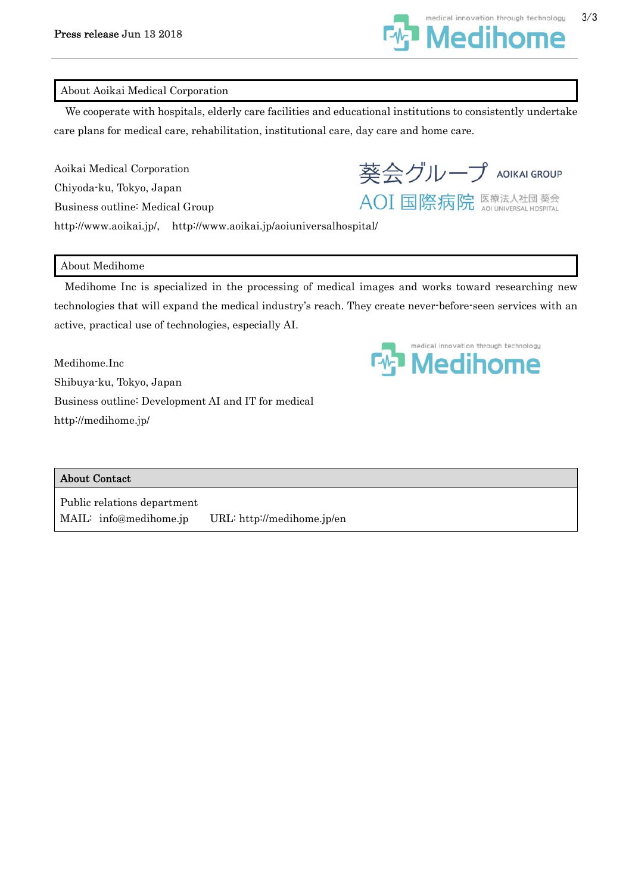## About Aoikai Medical Corporation

We cooperate with hospitals, elderly care facilities and educational institutions to consistently undertake care plans for medical care, rehabilitation, institutional care, day care and home care.

葵会グループ AOIKAI GROUP
AOI 国際病院 医療法人社団 葵会 AOI UNIVERSAL HOSPITAL

Aoikai Medical Corporation
Chiyoda-ku, Tokyo, Japan
Business outline: Medical Group
http://www.aoikai.jp/, http://www.aoikai.jp/aoiuniversalhospital/

## About Medihome

Medihome Inc is specialized in the processing of medical images and works toward researching new technologies that will expand the medical industry's reach. They create never-before-seen services with an active, practical use of technologies, especially AI.

medical innovation through technology Medihome

Medihome.Inc
Shibuya-ku, Tokyo, Japan
Business outline: Development AI and IT for medical
http://medihome.jp/

## About Contact

Public relations department
MAIL: info@medihome.jp URL: http://medihome.jp/en